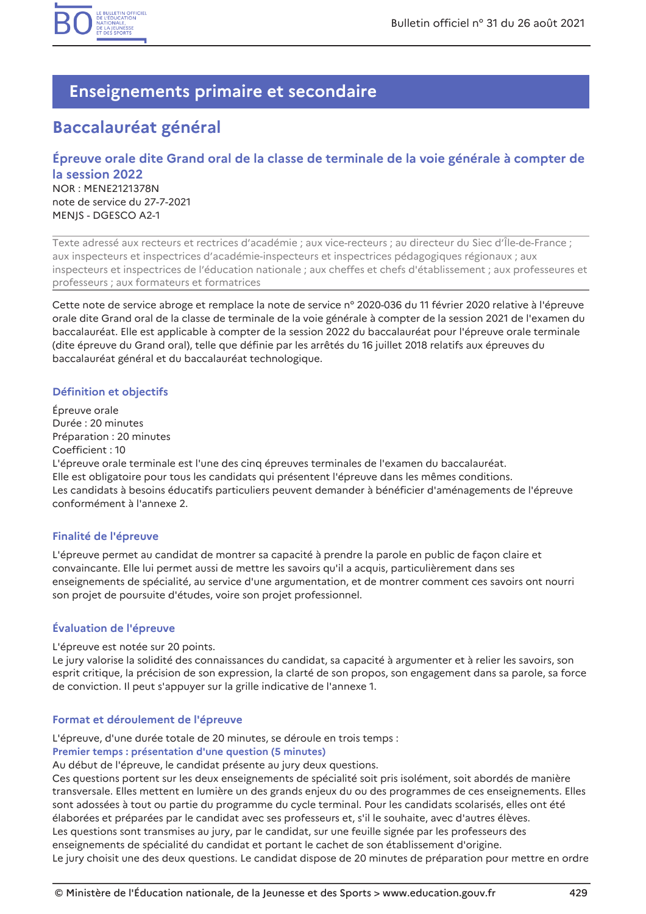# Enseignements primaire et secondaire

## Baccalauréat général

### Épreuve orale dite Grand oral de la classe de terminale de la voie générale à compter de la session 2022

NOR : MENE2121378N
note de service du 27-7-2021
MENJS - DGESCO A2-1

Texte adressé aux recteurs et rectrices d'académie ; aux vice-recteurs ; au directeur du Siec d'Île-de-France ; aux inspecteurs et inspectrices d'académie-inspecteurs et inspectrices pédagogiques régionaux ; aux inspecteurs et inspectrices de l'éducation nationale ; aux cheffes et chefs d'établissement ; aux professeures et professeurs ; aux formateurs et formatrices

Cette note de service abroge et remplace la note de service n° 2020-036 du 11 février 2020 relative à l'épreuve orale dite Grand oral de la classe de terminale de la voie générale à compter de la session 2021 de l'examen du baccalauréat. Elle est applicable à compter de la session 2022 du baccalauréat pour l'épreuve orale terminale (dite épreuve du Grand oral), telle que définie par les arrêtés du 16 juillet 2018 relatifs aux épreuves du baccalauréat général et du baccalauréat technologique.

#### Définition et objectifs

Épreuve orale
Durée : 20 minutes
Préparation : 20 minutes
Coefficient : 10
L'épreuve orale terminale est l'une des cinq épreuves terminales de l'examen du baccalauréat.
Elle est obligatoire pour tous les candidats qui présentent l'épreuve dans les mêmes conditions.
Les candidats à besoins éducatifs particuliers peuvent demander à bénéficier d'aménagements de l'épreuve conformément à l'annexe 2.

#### Finalité de l'épreuve

L'épreuve permet au candidat de montrer sa capacité à prendre la parole en public de façon claire et convaincante. Elle lui permet aussi de mettre les savoirs qu'il a acquis, particulièrement dans ses enseignements de spécialité, au service d'une argumentation, et de montrer comment ces savoirs ont nourri son projet de poursuite d'études, voire son projet professionnel.

#### Évaluation de l'épreuve

L'épreuve est notée sur 20 points.
Le jury valorise la solidité des connaissances du candidat, sa capacité à argumenter et à relier les savoirs, son esprit critique, la précision de son expression, la clarté de son propos, son engagement dans sa parole, sa force de conviction. Il peut s'appuyer sur la grille indicative de l'annexe 1.

#### Format et déroulement de l'épreuve

L'épreuve, d'une durée totale de 20 minutes, se déroule en trois temps :

**Premier temps : présentation d'une question (5 minutes)**

Au début de l'épreuve, le candidat présente au jury deux questions.
Ces questions portent sur les deux enseignements de spécialité soit pris isolément, soit abordés de manière transversale. Elles mettent en lumière un des grands enjeux du ou des programmes de ces enseignements. Elles sont adossées à tout ou partie du programme du cycle terminal. Pour les candidats scolarisés, elles ont été élaborées et préparées par le candidat avec ses professeurs et, s'il le souhaite, avec d'autres élèves.
Les questions sont transmises au jury, par le candidat, sur une feuille signée par les professeurs des enseignements de spécialité du candidat et portant le cachet de son établissement d'origine.
Le jury choisit une des deux questions. Le candidat dispose de 20 minutes de préparation pour mettre en ordre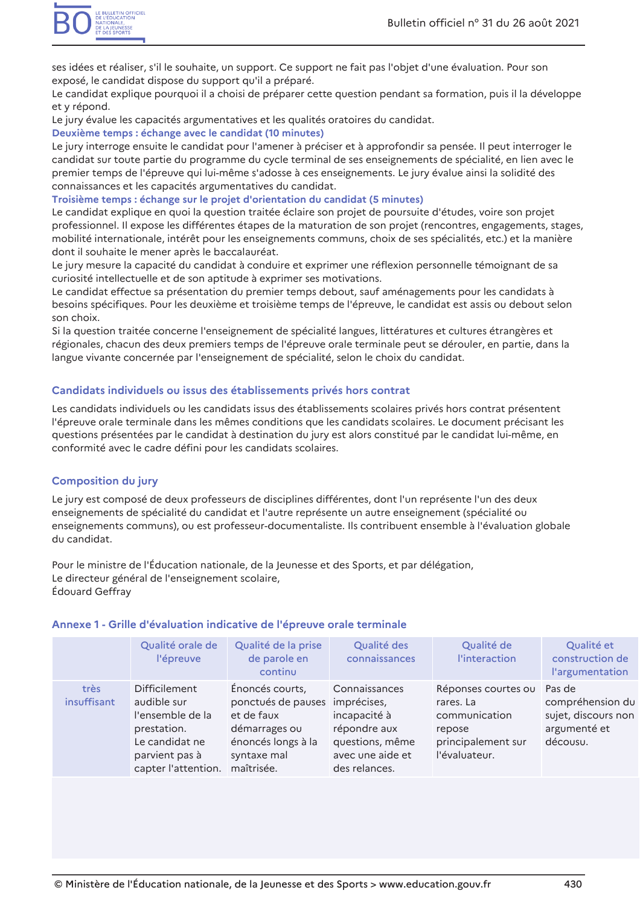ses idées et réaliser, s'il le souhaite, un support. Ce support ne fait pas l'objet d'une évaluation. Pour son exposé, le candidat dispose du support qu'il a préparé.
Le candidat explique pourquoi il a choisi de préparer cette question pendant sa formation, puis il la développe et y répond.
Le jury évalue les capacités argumentatives et les qualités oratoires du candidat.

**Deuxième temps : échange avec le candidat (10 minutes)**

Le jury interroge ensuite le candidat pour l'amener à préciser et à approfondir sa pensée. Il peut interroger le candidat sur toute partie du programme du cycle terminal de ses enseignements de spécialité, en lien avec le premier temps de l'épreuve qui lui-même s'adosse à ces enseignements. Le jury évalue ainsi la solidité des connaissances et les capacités argumentatives du candidat.

**Troisième temps : échange sur le projet d'orientation du candidat (5 minutes)**

Le candidat explique en quoi la question traitée éclaire son projet de poursuite d'études, voire son projet professionnel. Il expose les différentes étapes de la maturation de son projet (rencontres, engagements, stages, mobilité internationale, intérêt pour les enseignements communs, choix de ses spécialités, etc.) et la manière dont il souhaite le mener après le baccalauréat.
Le jury mesure la capacité du candidat à conduire et exprimer une réflexion personnelle témoignant de sa curiosité intellectuelle et de son aptitude à exprimer ses motivations.
Le candidat effectue sa présentation du premier temps debout, sauf aménagements pour les candidats à besoins spécifiques. Pour les deuxième et troisième temps de l'épreuve, le candidat est assis ou debout selon son choix.
Si la question traitée concerne l'enseignement de spécialité langues, littératures et cultures étrangères et régionales, chacun des deux premiers temps de l'épreuve orale terminale peut se dérouler, en partie, dans la langue vivante concernée par l'enseignement de spécialité, selon le choix du candidat.

## Candidats individuels ou issus des établissements privés hors contrat

Les candidats individuels ou les candidats issus des établissements scolaires privés hors contrat présentent l'épreuve orale terminale dans les mêmes conditions que les candidats scolaires. Le document précisant les questions présentées par le candidat à destination du jury est alors constitué par le candidat lui-même, en conformité avec le cadre défini pour les candidats scolaires.

## Composition du jury

Le jury est composé de deux professeurs de disciplines différentes, dont l'un représente l'un des deux enseignements de spécialité du candidat et l'autre représente un autre enseignement (spécialité ou enseignements communs), ou est professeur-documentaliste. Ils contribuent ensemble à l'évaluation globale du candidat.

Pour le ministre de l'Éducation nationale, de la Jeunesse et des Sports, et par délégation,
Le directeur général de l'enseignement scolaire,
Édouard Geffray

## Annexe 1 - Grille d'évaluation indicative de l'épreuve orale terminale

| | Qualité orale de l'épreuve | Qualité de la prise de parole en continu | Qualité des connaissances | Qualité de l'interaction | Qualité et construction de l'argumentation |
|---|---|---|---|---|---|
| très insuffisant | Difficilement audible sur l'ensemble de la prestation.<br>Le candidat ne parvient pas à capter l'attention. | Énoncés courts, ponctués de pauses et de faux démarrages ou énoncés longs à la syntaxe mal maîtrisée. | Connaissances imprécises, incapacité à répondre aux questions, même avec une aide et des relances. | Réponses courtes ou rares. La communication repose principalement sur l'évaluateur. | Pas de compréhension du sujet, discours non argumenté et décousu. |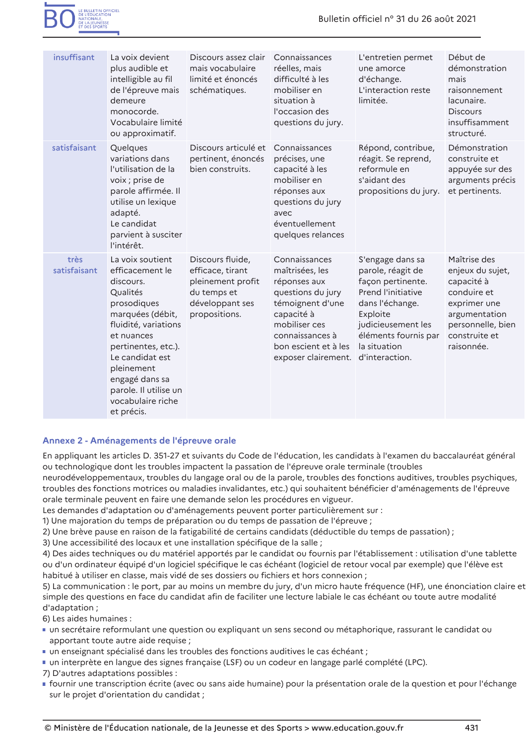| | | | | | |
|---|---|---|---|---|---|
| insuffisant | La voix devient plus audible et intelligible au fil de l'épreuve mais demeure monocorde. Vocabulaire limité ou approximatif. | Discours assez clair mais vocabulaire limité et énoncés schématiques. | Connaissances réelles, mais difficulté à les mobiliser en situation à l'occasion des questions du jury. | L'entretien permet une amorce d'échange. L'interaction reste limitée. | Début de démonstration mais raisonnement lacunaire. Discours insuffisamment structuré. |
| satisfaisant | Quelques variations dans l'utilisation de la voix ; prise de parole affirmée. Il utilise un lexique adapté. Le candidat parvient à susciter l'intérêt. | Discours articulé et pertinent, énoncés bien construits. | Connaissances précises, une capacité à les mobiliser en réponses aux questions du jury avec éventuellement quelques relances | Répond, contribue, réagit. Se reprend, reformule en s'aidant des propositions du jury. | Démonstration construite et appuyée sur des arguments précis et pertinents. |
| très satisfaisant | La voix soutient efficacement le discours. Qualités prosodiques marquées (débit, fluidité, variations et nuances pertinentes, etc.). Le candidat est pleinement engagé dans sa parole. Il utilise un vocabulaire riche et précis. | Discours fluide, efficace, tirant pleinement profit du temps et développant ses propositions. | Connaissances maîtrisées, les réponses aux questions du jury témoignent d'une capacité à mobiliser ces connaissances à bon escient et à les exposer clairement. | S'engage dans sa parole, réagit de façon pertinente. Prend l'initiative dans l'échange. Exploite judicieusement les éléments fournis par la situation d'interaction. | Maîtrise des enjeux du sujet, capacité à conduire et exprimer une argumentation personnelle, bien construite et raisonnée. |

### Annexe 2 - Aménagements de l'épreuve orale

En appliquant les articles D. 351-27 et suivants du Code de l'éducation, les candidats à l'examen du baccalauréat général ou technologique dont les troubles impactent la passation de l'épreuve orale terminale (troubles neurodéveloppementaux, troubles du langage oral ou de la parole, troubles des fonctions auditives, troubles psychiques, troubles des fonctions motrices ou maladies invalidantes, etc.) qui souhaitent bénéficier d'aménagements de l'épreuve orale terminale peuvent en faire une demande selon les procédures en vigueur.

Les demandes d'adaptation ou d'aménagements peuvent porter particulièrement sur :

1) Une majoration du temps de préparation ou du temps de passation de l'épreuve ;

2) Une brève pause en raison de la fatigabilité de certains candidats (déductible du temps de passation) ;

3) Une accessibilité des locaux et une installation spécifique de la salle ;

4) Des aides techniques ou du matériel apportés par le candidat ou fournis par l'établissement : utilisation d'une tablette ou d'un ordinateur équipé d'un logiciel spécifique le cas échéant (logiciel de retour vocal par exemple) que l'élève est habitué à utiliser en classe, mais vidé de ses dossiers ou fichiers et hors connexion ;

5) La communication : le port, par au moins un membre du jury, d'un micro haute fréquence (HF), une énonciation claire et simple des questions en face du candidat afin de faciliter une lecture labiale le cas échéant ou toute autre modalité d'adaptation ;

6) Les aides humaines :

- un secrétaire reformulant une question ou expliquant un sens second ou métaphorique, rassurant le candidat ou apportant toute autre aide requise ;
- un enseignant spécialisé dans les troubles des fonctions auditives le cas échéant ;
- un interprète en langue des signes française (LSF) ou un codeur en langage parlé complété (LPC).

7) D'autres adaptations possibles :

- fournir une transcription écrite (avec ou sans aide humaine) pour la présentation orale de la question et pour l'échange sur le projet d'orientation du candidat ;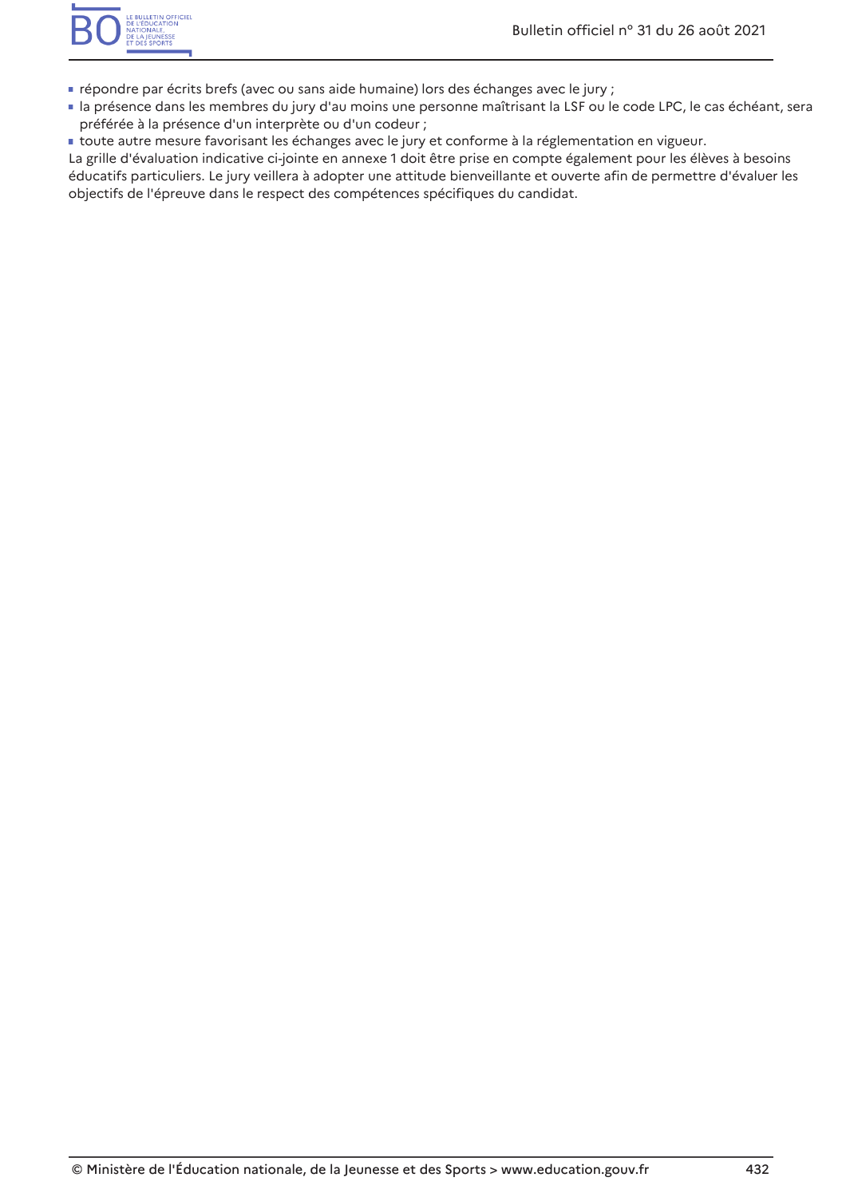- répondre par écrits brefs (avec ou sans aide humaine) lors des échanges avec le jury ;
- la présence dans les membres du jury d'au moins une personne maîtrisant la LSF ou le code LPC, le cas échéant, sera préférée à la présence d'un interprète ou d'un codeur ;
- toute autre mesure favorisant les échanges avec le jury et conforme à la réglementation en vigueur.

La grille d'évaluation indicative ci-jointe en annexe 1 doit être prise en compte également pour les élèves à besoins éducatifs particuliers. Le jury veillera à adopter une attitude bienveillante et ouverte afin de permettre d'évaluer les objectifs de l'épreuve dans le respect des compétences spécifiques du candidat.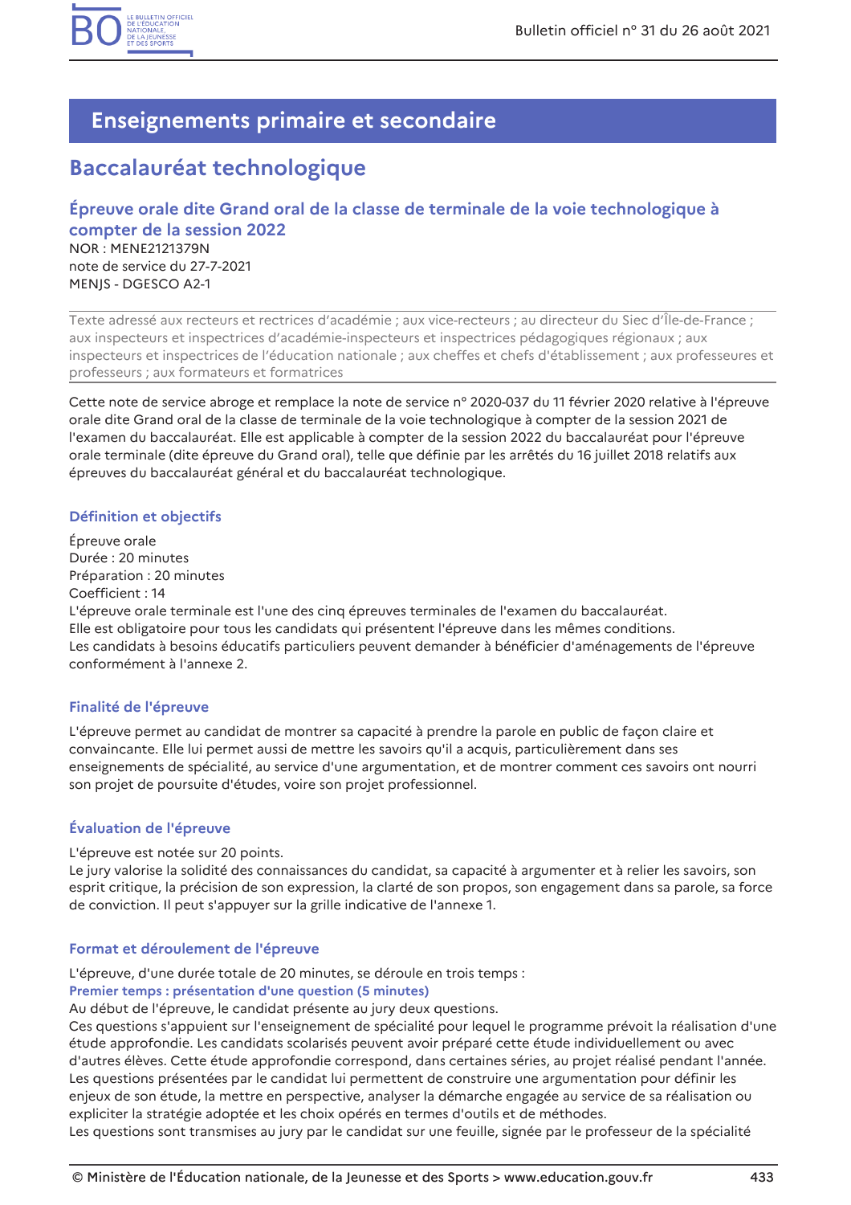# Enseignements primaire et secondaire

## Baccalauréat technologique

### Épreuve orale dite Grand oral de la classe de terminale de la voie technologique à compter de la session 2022

NOR : MENE2121379N
note de service du 27-7-2021
MENJS - DGESCO A2-1

Texte adressé aux recteurs et rectrices d'académie ; aux vice-recteurs ; au directeur du Siec d'Île-de-France ; aux inspecteurs et inspectrices d'académie-inspecteurs et inspectrices pédagogiques régionaux ; aux inspecteurs et inspectrices de l'éducation nationale ; aux cheffes et chefs d'établissement ; aux professeures et professeurs ; aux formateurs et formatrices

Cette note de service abroge et remplace la note de service n° 2020-037 du 11 février 2020 relative à l'épreuve orale dite Grand oral de la classe de terminale de la voie technologique à compter de la session 2021 de l'examen du baccalauréat. Elle est applicable à compter de la session 2022 du baccalauréat pour l'épreuve orale terminale (dite épreuve du Grand oral), telle que définie par les arrêtés du 16 juillet 2018 relatifs aux épreuves du baccalauréat général et du baccalauréat technologique.

#### Définition et objectifs

Épreuve orale
Durée : 20 minutes
Préparation : 20 minutes
Coefficient : 14
L'épreuve orale terminale est l'une des cinq épreuves terminales de l'examen du baccalauréat.
Elle est obligatoire pour tous les candidats qui présentent l'épreuve dans les mêmes conditions.
Les candidats à besoins éducatifs particuliers peuvent demander à bénéficier d'aménagements de l'épreuve conformément à l'annexe 2.

#### Finalité de l'épreuve

L'épreuve permet au candidat de montrer sa capacité à prendre la parole en public de façon claire et convaincante. Elle lui permet aussi de mettre les savoirs qu'il a acquis, particulièrement dans ses enseignements de spécialité, au service d'une argumentation, et de montrer comment ces savoirs ont nourri son projet de poursuite d'études, voire son projet professionnel.

#### Évaluation de l'épreuve

L'épreuve est notée sur 20 points.
Le jury valorise la solidité des connaissances du candidat, sa capacité à argumenter et à relier les savoirs, son esprit critique, la précision de son expression, la clarté de son propos, son engagement dans sa parole, sa force de conviction. Il peut s'appuyer sur la grille indicative de l'annexe 1.

#### Format et déroulement de l'épreuve

L'épreuve, d'une durée totale de 20 minutes, se déroule en trois temps :

**Premier temps : présentation d'une question (5 minutes)**

Au début de l'épreuve, le candidat présente au jury deux questions.
Ces questions s'appuient sur l'enseignement de spécialité pour lequel le programme prévoit la réalisation d'une étude approfondie. Les candidats scolarisés peuvent avoir préparé cette étude individuellement ou avec d'autres élèves. Cette étude approfondie correspond, dans certaines séries, au projet réalisé pendant l'année.
Les questions présentées par le candidat lui permettent de construire une argumentation pour définir les enjeux de son étude, la mettre en perspective, analyser la démarche engagée au service de sa réalisation ou expliciter la stratégie adoptée et les choix opérés en termes d'outils et de méthodes.
Les questions sont transmises au jury par le candidat sur une feuille, signée par le professeur de la spécialité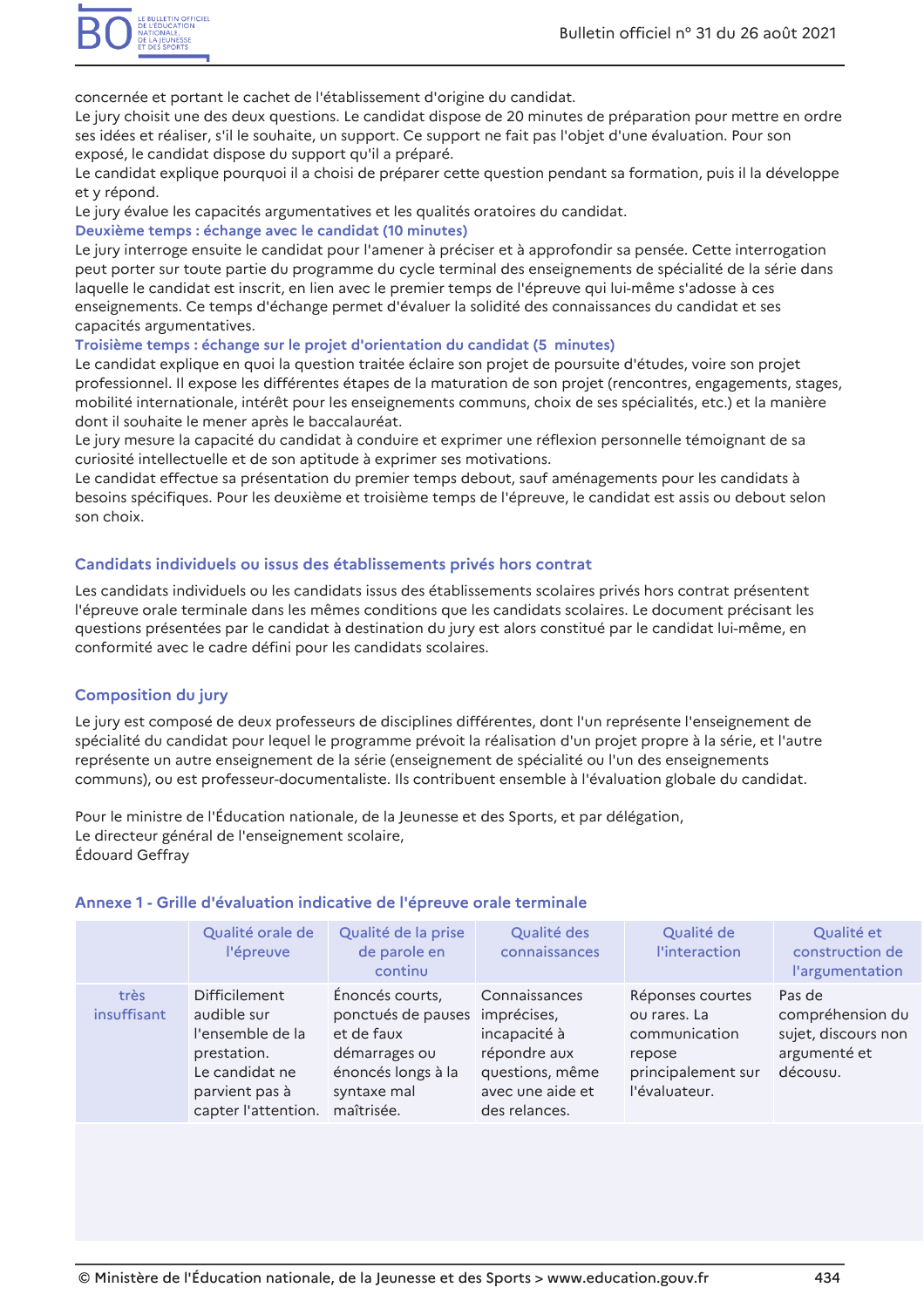concernée et portant le cachet de l'établissement d'origine du candidat.
Le jury choisit une des deux questions. Le candidat dispose de 20 minutes de préparation pour mettre en ordre ses idées et réaliser, s'il le souhaite, un support. Ce support ne fait pas l'objet d'une évaluation. Pour son exposé, le candidat dispose du support qu'il a préparé.
Le candidat explique pourquoi il a choisi de préparer cette question pendant sa formation, puis il la développe et y répond.
Le jury évalue les capacités argumentatives et les qualités oratoires du candidat.

**Deuxième temps : échange avec le candidat (10 minutes)**

Le jury interroge ensuite le candidat pour l'amener à préciser et à approfondir sa pensée. Cette interrogation peut porter sur toute partie du programme du cycle terminal des enseignements de spécialité de la série dans laquelle le candidat est inscrit, en lien avec le premier temps de l'épreuve qui lui-même s'adosse à ces enseignements. Ce temps d'échange permet d'évaluer la solidité des connaissances du candidat et ses capacités argumentatives.

**Troisième temps : échange sur le projet d'orientation du candidat (5 minutes)**

Le candidat explique en quoi la question traitée éclaire son projet de poursuite d'études, voire son projet professionnel. Il expose les différentes étapes de la maturation de son projet (rencontres, engagements, stages, mobilité internationale, intérêt pour les enseignements communs, choix de ses spécialités, etc.) et la manière dont il souhaite le mener après le baccalauréat.
Le jury mesure la capacité du candidat à conduire et exprimer une réflexion personnelle témoignant de sa curiosité intellectuelle et de son aptitude à exprimer ses motivations.
Le candidat effectue sa présentation du premier temps debout, sauf aménagements pour les candidats à besoins spécifiques. Pour les deuxième et troisième temps de l'épreuve, le candidat est assis ou debout selon son choix.

## Candidats individuels ou issus des établissements privés hors contrat

Les candidats individuels ou les candidats issus des établissements scolaires privés hors contrat présentent l'épreuve orale terminale dans les mêmes conditions que les candidats scolaires. Le document précisant les questions présentées par le candidat à destination du jury est alors constitué par le candidat lui-même, en conformité avec le cadre défini pour les candidats scolaires.

## Composition du jury

Le jury est composé de deux professeurs de disciplines différentes, dont l'un représente l'enseignement de spécialité du candidat pour lequel le programme prévoit la réalisation d'un projet propre à la série, et l'autre représente un autre enseignement de la série (enseignement de spécialité ou l'un des enseignements communs), ou est professeur-documentaliste. Ils contribuent ensemble à l'évaluation globale du candidat.

Pour le ministre de l'Éducation nationale, de la Jeunesse et des Sports, et par délégation,
Le directeur général de l'enseignement scolaire,
Édouard Geffray

## Annexe 1 - Grille d'évaluation indicative de l'épreuve orale terminale

| | Qualité orale de l'épreuve | Qualité de la prise de parole en continu | Qualité des connaissances | Qualité de l'interaction | Qualité et construction de l'argumentation |
|---|---|---|---|---|---|
| très insuffisant | Difficilement audible sur l'ensemble de la prestation. Le candidat ne parvient pas à capter l'attention. | Énoncés courts, ponctués de pauses et de faux démarrages ou énoncés longs à la syntaxe mal maîtrisée. | Connaissances imprécises, incapacité à répondre aux questions, même avec une aide et des relances. | Réponses courtes ou rares. La communication repose principalement sur l'évaluateur. | Pas de compréhension du sujet, discours non argumenté et décousu. |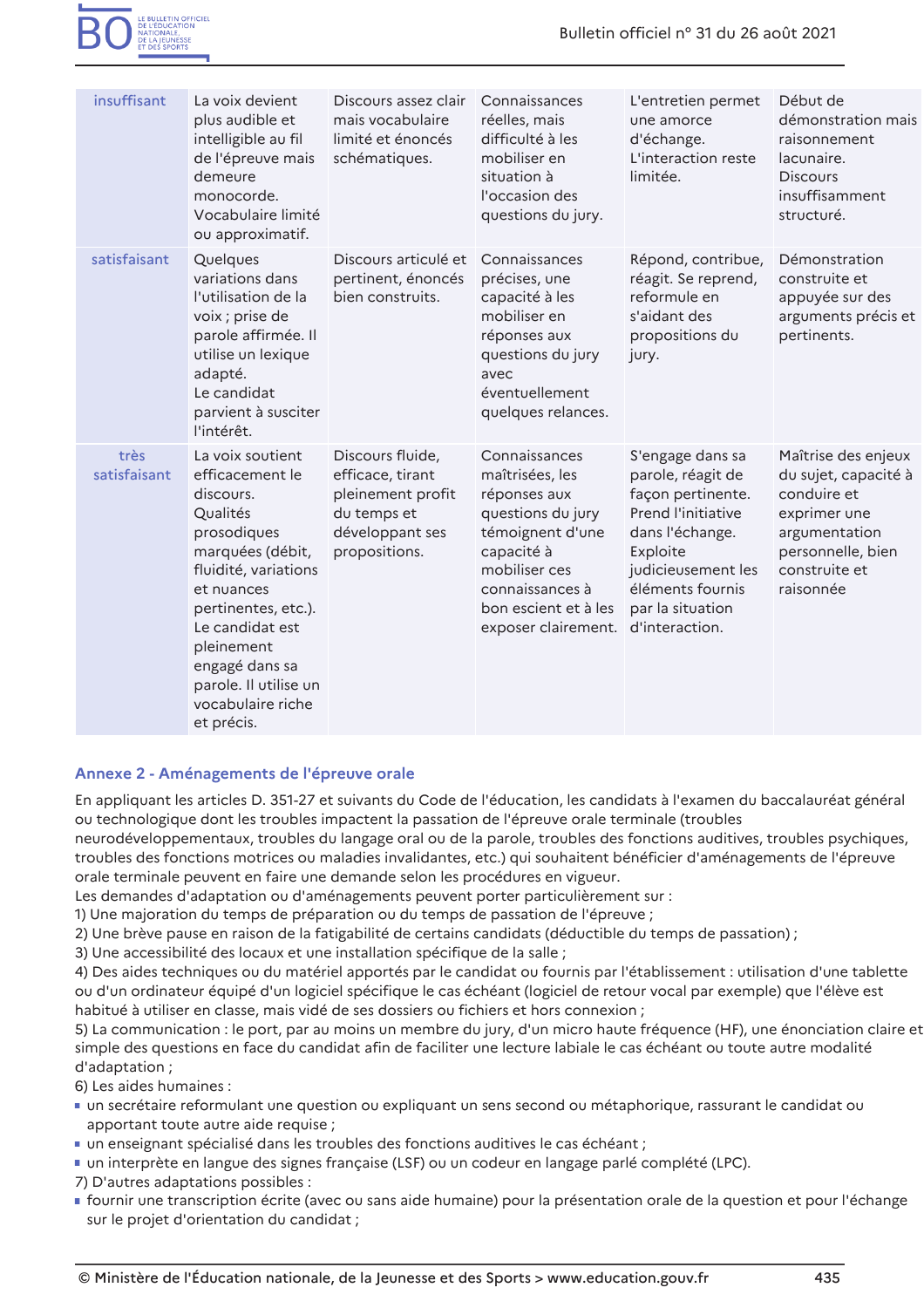| | | | | | |
|---|---|---|---|---|---|
| insuffisant | La voix devient plus audible et intelligible au fil de l'épreuve mais demeure monocorde. Vocabulaire limité ou approximatif. | Discours assez clair mais vocabulaire limité et énoncés schématiques. | Connaissances réelles, mais difficulté à les mobiliser en situation à l'occasion des questions du jury. | L'entretien permet une amorce d'échange. L'interaction reste limitée. | Début de démonstration mais raisonnement lacunaire. Discours insuffisamment structuré. |
| satisfaisant | Quelques variations dans l'utilisation de la voix ; prise de parole affirmée. Il utilise un lexique adapté. Le candidat parvient à susciter l'intérêt. | Discours articulé et pertinent, énoncés bien construits. | Connaissances précises, une capacité à les mobiliser en réponses aux questions du jury avec éventuellement quelques relances. | Répond, contribue, réagit. Se reprend, reformule en s'aidant des propositions du jury. | Démonstration construite et appuyée sur des arguments précis et pertinents. |
| très satisfaisant | La voix soutient efficacement le discours. Qualités prosodiques marquées (débit, fluidité, variations et nuances pertinentes, etc.). Le candidat est pleinement engagé dans sa parole. Il utilise un vocabulaire riche et précis. | Discours fluide, efficace, tirant pleinement profit du temps et développant ses propositions. | Connaissances maîtrisées, les réponses aux questions du jury témoignent d'une capacité à mobiliser ces connaissances à bon escient et à les exposer clairement. | S'engage dans sa parole, réagit de façon pertinente. Prend l'initiative dans l'échange. Exploite judicieusement les éléments fournis par la situation d'interaction. | Maîtrise des enjeux du sujet, capacité à conduire et exprimer une argumentation personnelle, bien construite et raisonnée |

## Annexe 2 - Aménagements de l'épreuve orale

En appliquant les articles D. 351-27 et suivants du Code de l'éducation, les candidats à l'examen du baccalauréat général ou technologique dont les troubles impactent la passation de l'épreuve orale terminale (troubles neurodéveloppementaux, troubles du langage oral ou de la parole, troubles des fonctions auditives, troubles psychiques, troubles des fonctions motrices ou maladies invalidantes, etc.) qui souhaitent bénéficier d'aménagements de l'épreuve orale terminale peuvent en faire une demande selon les procédures en vigueur.

Les demandes d'adaptation ou d'aménagements peuvent porter particulièrement sur :

1) Une majoration du temps de préparation ou du temps de passation de l'épreuve ;

2) Une brève pause en raison de la fatigabilité de certains candidats (déductible du temps de passation) ;

3) Une accessibilité des locaux et une installation spécifique de la salle ;

4) Des aides techniques ou du matériel apportés par le candidat ou fournis par l'établissement : utilisation d'une tablette ou d'un ordinateur équipé d'un logiciel spécifique le cas échéant (logiciel de retour vocal par exemple) que l'élève est habitué à utiliser en classe, mais vidé de ses dossiers ou fichiers et hors connexion ;

5) La communication : le port, par au moins un membre du jury, d'un micro haute fréquence (HF), une énonciation claire et simple des questions en face du candidat afin de faciliter une lecture labiale le cas échéant ou toute autre modalité d'adaptation ;

6) Les aides humaines :

- un secrétaire reformulant une question ou expliquant un sens second ou métaphorique, rassurant le candidat ou apportant toute autre aide requise ;
- un enseignant spécialisé dans les troubles des fonctions auditives le cas échéant ;
- un interprète en langue des signes française (LSF) ou un codeur en langage parlé complété (LPC).

7) D'autres adaptations possibles :

- fournir une transcription écrite (avec ou sans aide humaine) pour la présentation orale de la question et pour l'échange sur le projet d'orientation du candidat ;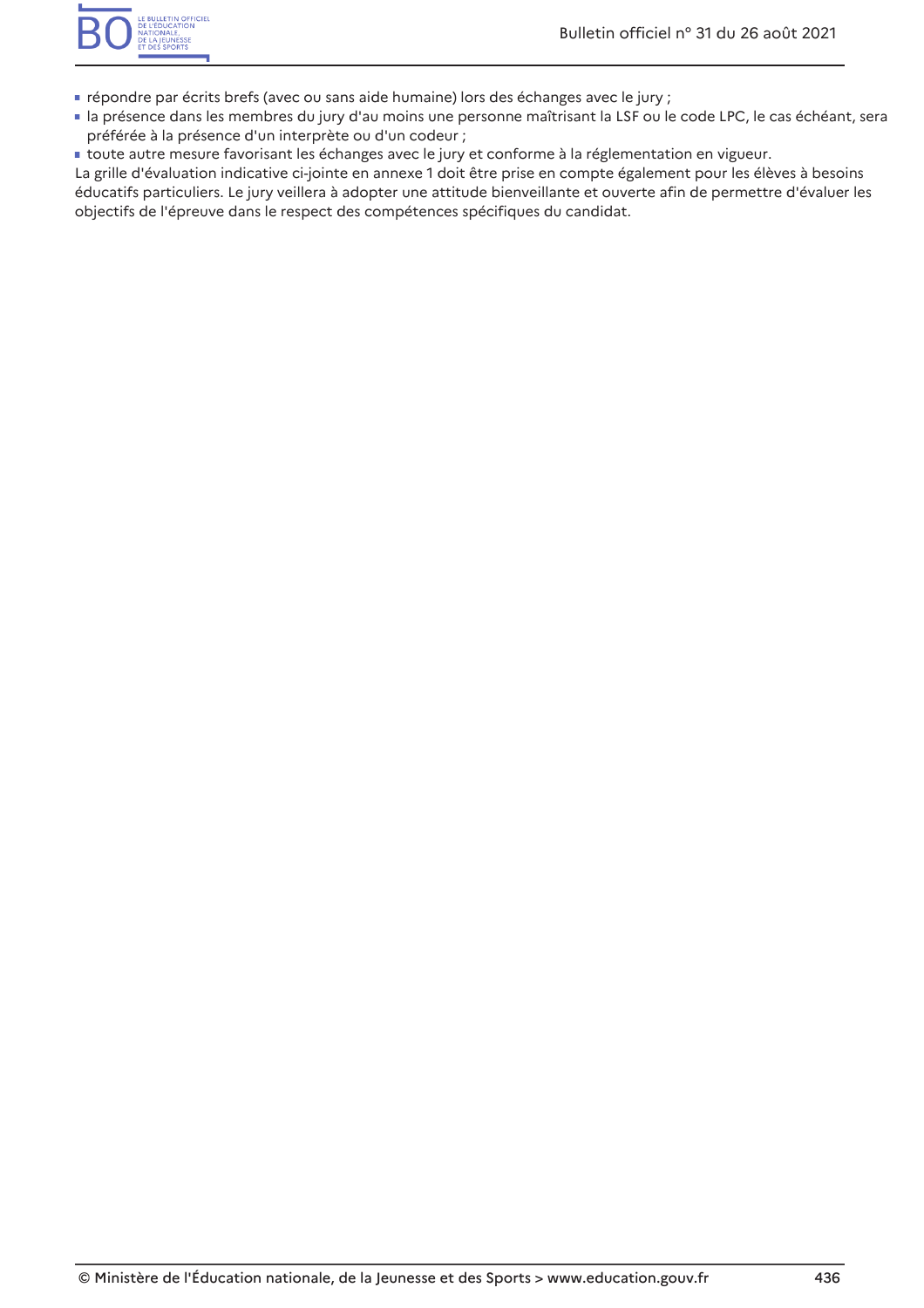- répondre par écrits brefs (avec ou sans aide humaine) lors des échanges avec le jury ;
- la présence dans les membres du jury d'au moins une personne maîtrisant la LSF ou le code LPC, le cas échéant, sera préférée à la présence d'un interprète ou d'un codeur ;
- toute autre mesure favorisant les échanges avec le jury et conforme à la réglementation en vigueur.

La grille d'évaluation indicative ci-jointe en annexe 1 doit être prise en compte également pour les élèves à besoins éducatifs particuliers. Le jury veillera à adopter une attitude bienveillante et ouverte afin de permettre d'évaluer les objectifs de l'épreuve dans le respect des compétences spécifiques du candidat.